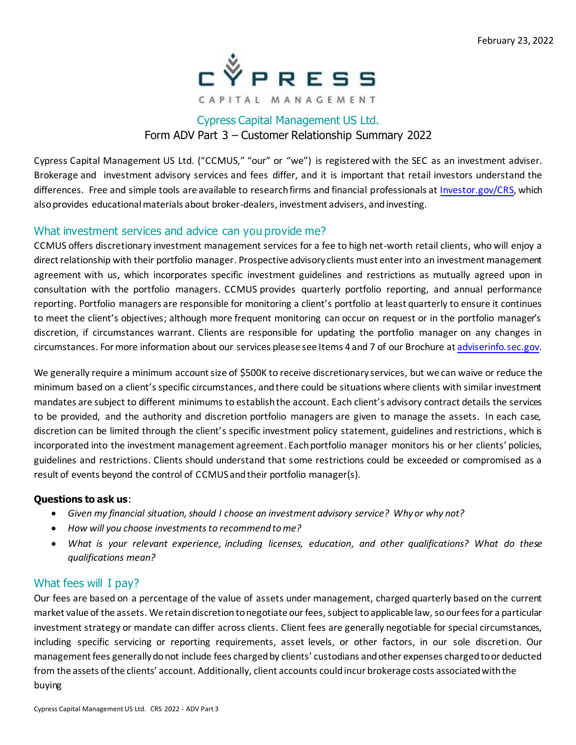February 23, 2022

CYPRESS CAPITAL MANAGEMENT

## Cypress Capital Management US Ltd.

### Form ADV Part 3 – Customer Relationship Summary 2022

Cypress Capital Management US Ltd. ("CCMUS," "our" or "we") is registered with the SEC as an investment adviser. Brokerage and investment advisory services and fees differ, and it is important that retail investors understand the differences. Free and simple tools are available to research firms and financial professionals at [Investor.gov/CRS](Investor.gov/CRS), which also provides educational materials about broker-dealers, investment advisers, and investing.

## What investment services and advice can you provide me?

CCMUS offers discretionary investment management services for a fee to high net-worth retail clients, who will enjoy a direct relationship with their portfolio manager. Prospective advisory clients must enter into an investment management agreement with us, which incorporates specific investment guidelines and restrictions as mutually agreed upon in consultation with the portfolio managers. CCMUS provides quarterly portfolio reporting, and annual performance reporting. Portfolio managers are responsible for monitoring a client's portfolio at least quarterly to ensure it continues to meet the client's objectives; although more frequent monitoring can occur on request or in the portfolio manager's discretion, if circumstances warrant. Clients are responsible for updating the portfolio manager on any changes in circumstances. For more information about our services please see Items 4 and 7 of our Brochure at [adviserinfo.sec.gov](adviserinfo.sec.gov).

We generally require a minimum account size of $500K to receive discretionary services, but we can waive or reduce the minimum based on a client's specific circumstances, and there could be situations where clients with similar investment mandates are subject to different minimums to establish the account. Each client's advisory contract details the services to be provided, and the authority and discretion portfolio managers are given to manage the assets. In each case, discretion can be limited through the client's specific investment policy statement, guidelines and restrictions, which is incorporated into the investment management agreement. Each portfolio manager monitors his or her clients' policies, guidelines and restrictions. Clients should understand that some restrictions could be exceeded or compromised as a result of events beyond the control of CCMUS and their portfolio manager(s).

**Questions to ask us**:

- *Given my financial situation, should I choose an investment advisory service? Why or why not?*
- *How will you choose investments to recommend to me?*
- *What is your relevant experience, including licenses, education, and other qualifications? What do these qualifications mean?*

## What fees will I pay?

Our fees are based on a percentage of the value of assets under management, charged quarterly based on the current market value of the assets. We retain discretion to negotiate our fees, subject to applicable law, so our fees for a particular investment strategy or mandate can differ across clients. Client fees are generally negotiable for special circumstances, including specific servicing or reporting requirements, asset levels, or other factors, in our sole discretion. Our management fees generally do not include fees charged by clients' custodians and other expenses charged to or deducted from the assets of the clients' account. Additionally, client accounts could incur brokerage costs associated with the buying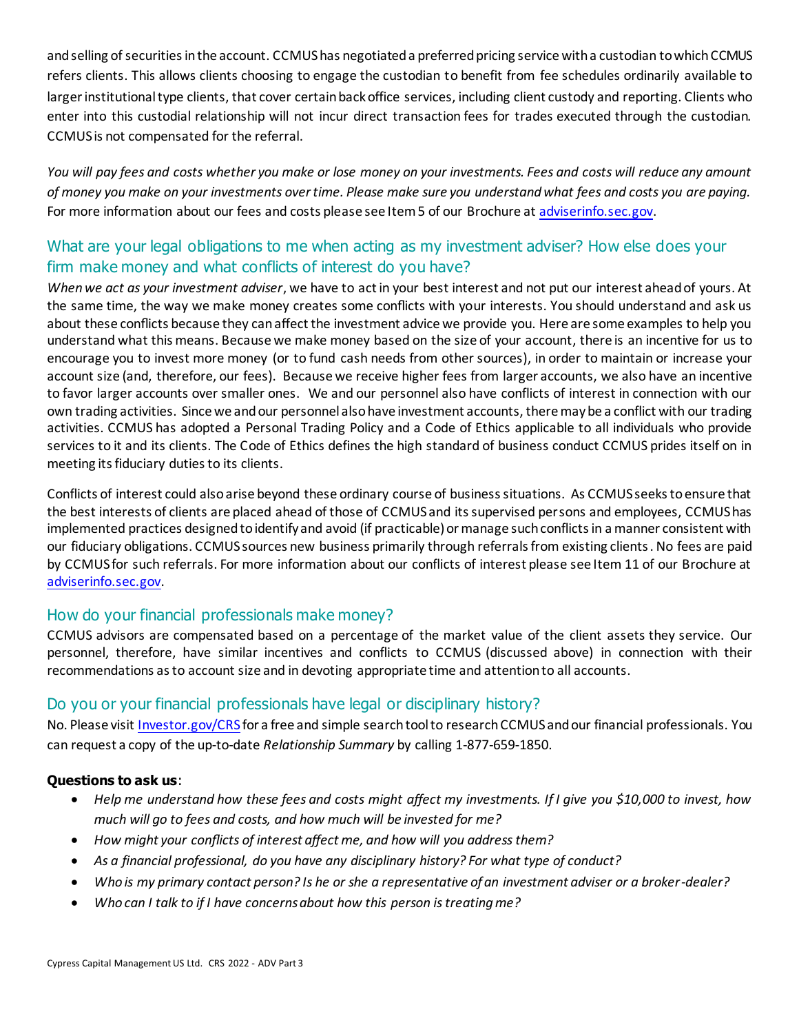and selling of securities in the account. CCMUS has negotiated a preferred pricing service with a custodian to which CCMUS refers clients. This allows clients choosing to engage the custodian to benefit from fee schedules ordinarily available to larger institutional type clients, that cover certain back office services, including client custody and reporting. Clients who enter into this custodial relationship will not incur direct transaction fees for trades executed through the custodian. CCMUS is not compensated for the referral.

*You will pay fees and costs whether you make or lose money on your investments. Fees and costs will reduce any amount of money you make on your investments over time. Please make sure you understand what fees and costs you are paying.* For more information about our fees and costs please see Item 5 of our Brochure at adviserinfo.sec.gov.

## What are your legal obligations to me when acting as my investment adviser? How else does your firm make money and what conflicts of interest do you have?

*When we act as your investment adviser*, we have to act in your best interest and not put our interest ahead of yours. At the same time, the way we make money creates some conflicts with your interests. You should understand and ask us about these conflicts because they can affect the investment advice we provide you. Here are some examples to help you understand what this means. Because we make money based on the size of your account, there is an incentive for us to encourage you to invest more money (or to fund cash needs from other sources), in order to maintain or increase your account size (and, therefore, our fees). Because we receive higher fees from larger accounts, we also have an incentive to favor larger accounts over smaller ones. We and our personnel also have conflicts of interest in connection with our own trading activities. Since we and our personnel also have investment accounts, there may be a conflict with our trading activities. CCMUS has adopted a Personal Trading Policy and a Code of Ethics applicable to all individuals who provide services to it and its clients. The Code of Ethics defines the high standard of business conduct CCMUS prides itself on in meeting its fiduciary duties to its clients.

Conflicts of interest could also arise beyond these ordinary course of business situations. As CCMUS seeks to ensure that the best interests of clients are placed ahead of those of CCMUS and its supervised persons and employees, CCMUS has implemented practices designed to identify and avoid (if practicable) or manage such conflicts in a manner consistent with our fiduciary obligations. CCMUS sources new business primarily through referrals from existing clients. No fees are paid by CCMUS for such referrals. For more information about our conflicts of interest please see Item 11 of our Brochure at adviserinfo.sec.gov.

## How do your financial professionals make money?

CCMUS advisors are compensated based on a percentage of the market value of the client assets they service. Our personnel, therefore, have similar incentives and conflicts to CCMUS (discussed above) in connection with their recommendations as to account size and in devoting appropriate time and attention to all accounts.

## Do you or your financial professionals have legal or disciplinary history?

No. Please visit Investor.gov/CRS for a free and simple search tool to research CCMUS and our financial professionals. You can request a copy of the up-to-date *Relationship Summary* by calling 1-877-659-1850.

**Questions to ask us**:

- *Help me understand how these fees and costs might affect my investments. If I give you $10,000 to invest, how much will go to fees and costs, and how much will be invested for me?*
- *How might your conflicts of interest affect me, and how will you address them?*
- *As a financial professional, do you have any disciplinary history? For what type of conduct?*
- *Who is my primary contact person? Is he or she a representative of an investment adviser or a broker-dealer?*
- *Who can I talk to if I have concerns about how this person is treating me?*